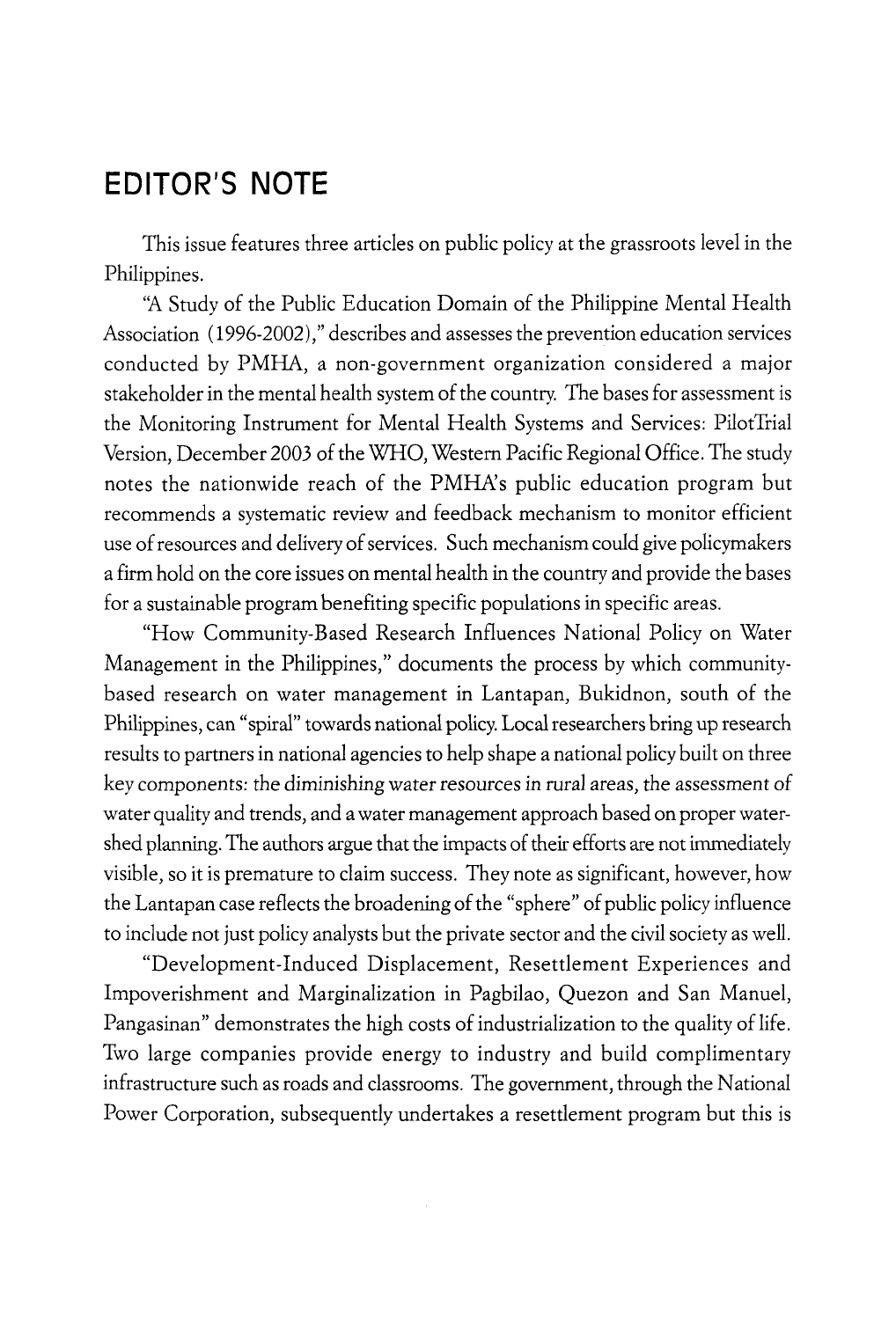# EDITOR'S NOTE

This issue features three articles on public policy at the grassroots level in the Philippines.

"A Study of the Public Education Domain of the Philippine Mental Health Association (1996-2002)," describes and assesses the prevention education services conducted by PMHA, a non-government organization considered a major stakeholder in the mental health system of the country. The bases for assessment is the Monitoring Instrument for Mental Health Systems and Services: PilotTrial Version, December 2003 of the WHO, Western Pacific Regional Office. The study notes the nationwide reach of the PMHA's public education program but recommends a systematic review and feedback mechanism to monitor efficient use of resources and delivery of services. Such mechanism could give policymakers a firm hold on the core issues on mental health in the country and provide the bases for a sustainable program benefiting specific populations in specific areas.

"How Community-Based Research Influences National Policy on Water Management in the Philippines," documents the process by which community-based research on water management in Lantapan, Bukidnon, south of the Philippines, can "spiral" towards national policy. Local researchers bring up research results to partners in national agencies to help shape a national policy built on three key components: *the diminishing water resources in rural areas, the assessment of* water quality and trends, and a water management approach based on proper watershed planning. The authors argue that the impacts of their efforts are not immediately visible, so it is premature to claim success. They note as significant, however, how the Lantapan case reflects the broadening of the "sphere" of public policy influence to include not just policy analysts but the private sector and the civil society as well.

"Development-Induced Displacement, Resettlement Experiences and Impoverishment and Marginalization in Pagbilao, Quezon and San Manuel, Pangasinan" demonstrates the high costs of industrialization to the quality of life. Two large companies provide energy to industry and build complimentary infrastructure such as roads and classrooms. The government, through the National Power Corporation, subsequently undertakes a resettlement program but this is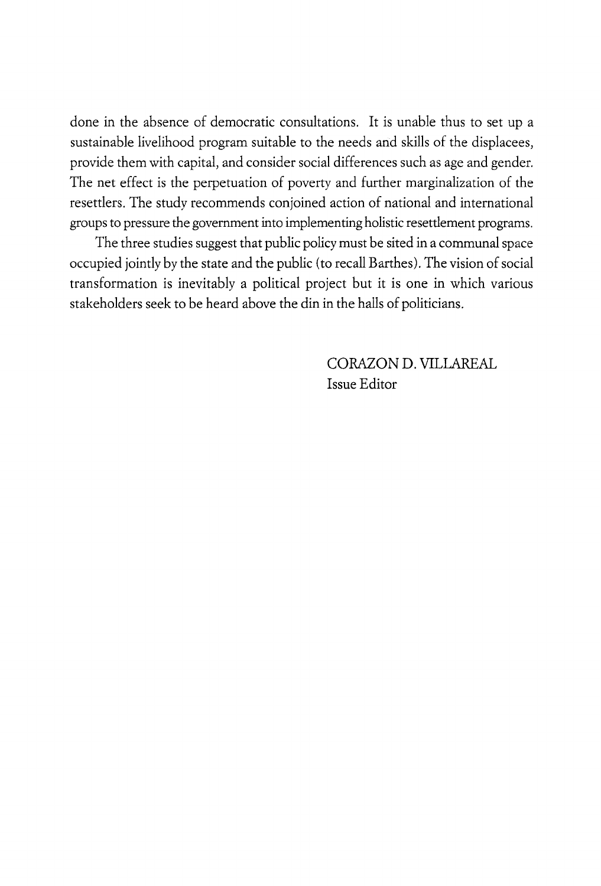done in the absence of democratic consultations. It is unable thus to set up a sustainable livelihood program suitable to the needs and skills of the displacees, provide them with capital, and consider social differences such as age and gender. The net effect is the perpetuation of poverty and further marginalization of the resettlers. The study recommends conjoined action of national and international groups to pressure the government into implementing holistic resettlement programs.

The three studies suggest that public policy must be sited in a communal space occupied jointly by the state and the public (to recall Barthes). The vision of social transformation is inevitably a political project but it is one in which various stakeholders seek to be heard above the din in the halls of politicians.

CORAZON D. VILLAREAL
Issue Editor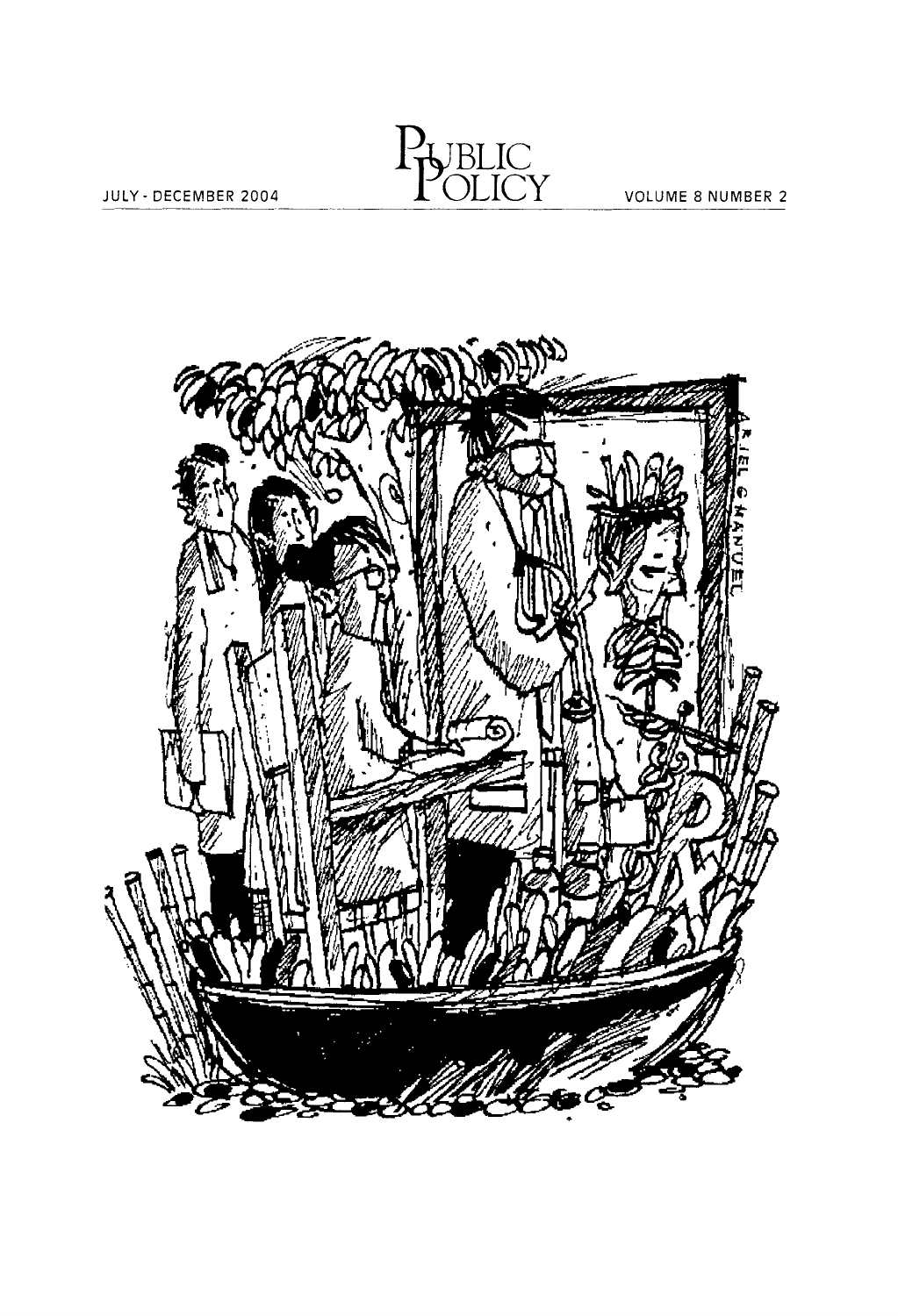JULY - DECEMBER 2004

# PUBLIC POLICY

VOLUME 8 NUMBER 2